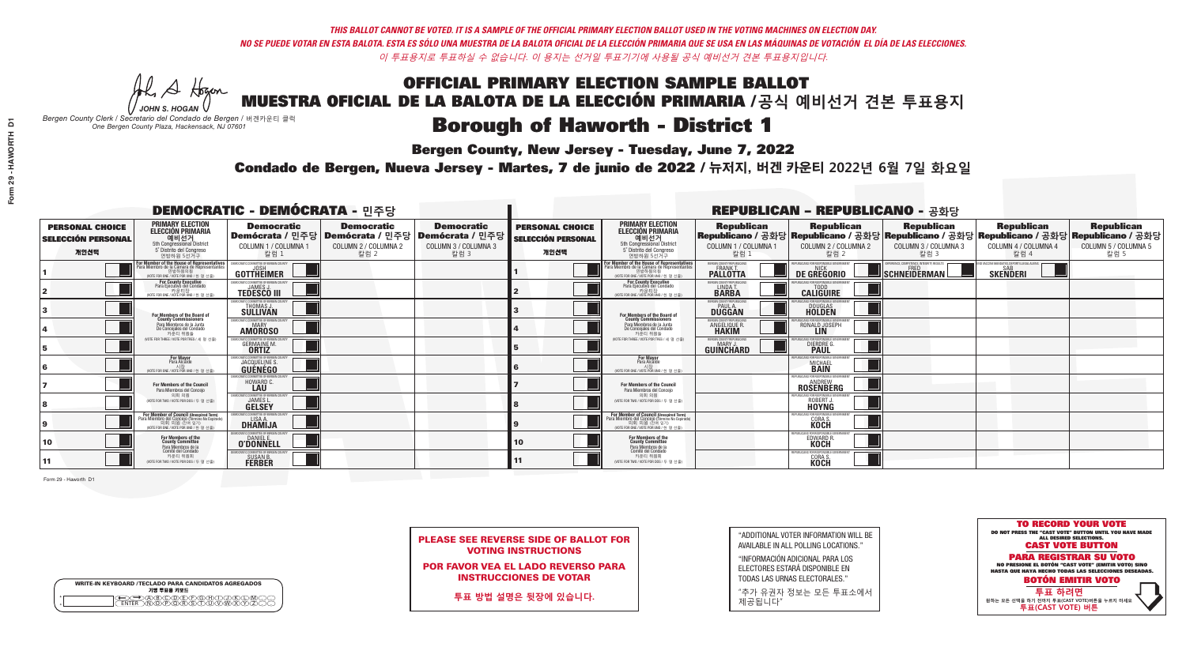*THIS BALLOT CANNOT BE VOTED. IT IS A SAMPLE OF THE OFFICIAL PRIMARY ELECTION BALLOT USED IN THE VOTING MACHINES ON ELECTION DAY.*
*NO SE PUEDE VOTAR EN ESTA BALOTA. ESTA ES SÓLO UNA MUESTRA DE LA BALOTA OFICIAL DE LA ELECCIÓN PRIMARIA QUE SE USA EN LAS MÁQUINAS DE VOTACIÓN EL DÍA DE LAS ELECCIONES.*
*이 투표용지로 투표하실 수 없습니다. 이 용지는 선거일 투표기기에 사용될 공식 예비선거 견본 투표용지입니다.*

JOHN S. HOGAN
*Bergen County Clerk / Secretario del Condado de Bergen / 버겐카운티 클럭*
*One Bergen County Plaza, Hackensack, NJ 07601*

# OFFICIAL PRIMARY ELECTION SAMPLE BALLOT
# MUESTRA OFICIAL DE LA BALOTA DE LA ELECCIÓN PRIMARIA /공식 예비선거 견본 투표용지

## Borough of Haworth - District 1

**Bergen County, New Jersey - Tuesday, June 7, 2022**

**Condado de Bergen, Nueva Jersey - Martes, 7 de junio de 2022 / 뉴저지, 버겐 카운티 2022년 6월 7일 화요일**

### DEMOCRATIC - DEMÓCRATA - 민주당

| PERSONAL CHOICE / SELECCIÓN PERSONAL / 개인선택 | PRIMARY ELECTION / ELECCIÓN PRIMARIA / 예비선거 (5th Congressional District / 5° Distrito del Congreso / 연방하원 5선거구) | Democratic / Demócrata / 민주당 COLUMN 1 / COLUMNA 1 / 칼럼 1 | Democratic / Demócrata / 민주당 COLUMN 2 / COLUMNA 2 / 칼럼 2 | Democratic / Demócrata / 민주당 COLUMN 3 / COLUMNA 3 / 칼럼 3 |
|---|---|---|---|---|
| 1 | For Member of the House of Representatives / Para Miembro de la Cámara de Representantes / 연방하원의원 (VOTE FOR ONE / VOTE POR UNO / 한 명 선출) | JOSH GOTTHEIMER | | |
| 2 | For County Executive / Para Ejecutivo del Condado / 카운티장 (VOTE FOR ONE / VOTE POR UNO / 한 명 선출) | JAMES J. TEDESCO III | | |
| 3 | For Members of the Board of County Commissioners / Para Miembros de la Junta De Concejales del Condado / 카운티 위원들 (VOTE FOR THREE / VOTE POR TRES / 세 명 선출) | THOMAS J. SULLIVAN | | |
| 4 | | MARY AMOROSO | | |
| 5 | | GERMAINE M. ORTIZ | | |
| 6 | For Mayor / Para Alcalde / 시장 (VOTE FOR ONE / VOTE POR UNO / 한 명 선출) | JACQUELINE S. GUENEGO | | |
| 7 | For Members of the Council / Para Miembros del Concejo / 의회 의원 (VOTE FOR TWO / VOTE POR DOS / 두 명 선출) | HOWARD C. LAU | | |
| 8 | | JAMES L. GELSEY | | |
| 9 | For Member of Council (Unexpired Term) / Para Miembro del Concejo (Término No Expirado) / 의회 의원 (잔여 임기) (VOTE FOR ONE / VOTE POR UNO / 한 명 선출) | LISA A. DHAMIJA | | |
| 10 | For Members of the County Committee / Para Miembros de la Comité del Condado / 카운티 위원회 (VOTE FOR TWO / VOTE POR DOS / 두 명 선출) | DANIEL E. O'DONNELL | | |
| 11 | | SUSAN B. FERBER | | |

### REPUBLICAN - REPUBLICANO - 공화당

| PERSONAL CHOICE / SELECCIÓN PERSONAL / 개인선택 | PRIMARY ELECTION / ELECCIÓN PRIMARIA / 예비선거 (5th Congressional District / 5° Distrito del Congreso / 연방하원 5선거구) | Republican / Republicano / 공화당 COLUMN 1 / COLUMNA 1 / 칼럼 1 | Republican / Republicano / 공화당 COLUMN 2 / COLUMNA 2 / 칼럼 2 | Republican / Republicano / 공화당 COLUMN 3 / COLUMNA 3 / 칼럼 3 | Republican / Republicano / 공화당 COLUMN 4 / COLUMNA 4 / 칼럼 4 | Republican / Republicano / 공화당 COLUMN 5 / COLUMNA 5 / 칼럼 5 |
|---|---|---|---|---|---|---|
| 1 | For Member of the House of Representatives / Para Miembro de la Cámara de Representantes / 연방하원의원 (VOTE FOR ONE / VOTE POR UNO / 한 명 선출) | FRANK T. PALLOTTA | NICK DE GREGORIO | FRED SCHNEIDERMAN | SAB SKENDERI | |
| 2 | For County Executive / Para Ejecutivo del Condado / 카운티장 (VOTE FOR ONE / VOTE POR UNO / 한 명 선출) | LINDA T. BARBA | TODD CALIGUIRE | | | |
| 3 | For Members of the Board of County Commissioners / Para Miembros de la Junta De Concejales del Condado / 카운티 위원들 (VOTE FOR THREE / VOTE POR TRES / 세 명 선출) | PAUL A. DUGGAN | DOUGLAS HOLDEN | | | |
| 4 | | ANGELIQUE R. HAKIM | RONALD JOSEPH LIN | | | |
| 5 | | MARY J. GUINCHARD | DIERDRE G. PAUL | | | |
| 6 | For Mayor / Para Alcalde / 시장 (VOTE FOR ONE / VOTE POR UNO / 한 명 선출) | | MICHAEL BAIN | | | |
| 7 | For Members of the Council / Para Miembros del Concejo / 의회 의원 (VOTE FOR TWO / VOTE POR DOS / 두 명 선출) | | ANDREW ROSENBERG | | | |
| 8 | | | ROBERT J. HOYNG | | | |
| 9 | For Member of Council (Unexpired Term) / Para Miembro del Concejo (Término No Expirado) / 의회 의원 (잔여 임기) (VOTE FOR ONE / VOTE POR UNO / 한 명 선출) | | CORA S. KOCH | | | |
| 10 | For Members of the County Committee / Para Miembros de la Comité del Condado / 카운티 위원회 (VOTE FOR TWO / VOTE POR DOS / 두 명 선출) | | EDWARD R. KOCH | | | |
| 11 | | | CORA S. KOCH | | | |

Form 29 - Haworth D1

WRITE-IN KEYBOARD /TECLADO PARA CANDIDATOS AGREGADOS / 기명 투표용 키보드

**PLEASE SEE REVERSE SIDE OF BALLOT FOR VOTING INSTRUCTIONS**

**POR FAVOR VEA EL LADO REVERSO PARA INSTRUCCIONES DE VOTAR**

**투표 방법 설명은 뒷장에 있습니다.**

"ADDITIONAL VOTER INFORMATION WILL BE AVAILABLE IN ALL POLLING LOCATIONS."

"INFORMACIÓN ADICIONAL PARA LOS ELECTORES ESTARÁ DISPONIBLE EN TODAS LAS URNAS ELECTORALES."

"추가 유권자 정보는 모든 투표소에서 제공됩니다"

**TO RECORD YOUR VOTE**
DO NOT PRESS THE "CAST VOTE" BUTTON UNTIL YOU HAVE MADE ALL DESIRED SELECTIONS.
**CAST VOTE BUTTON**

**PARA REGISTRAR SU VOTO**
NO PRESIONE EL BOTÓN "CAST VOTE" (EMITIR VOTO) SINO HASTA QUE HAYA HECHO TODAS LAS SELECCIONES DESEADAS.
**BOTÓN EMITIR VOTO**

**투표 하려면**
원하는 모든 선택을 하기 전까지 투표(CAST VOTE)버튼을 누르지 마세요.
**투표(CAST VOTE) 버튼**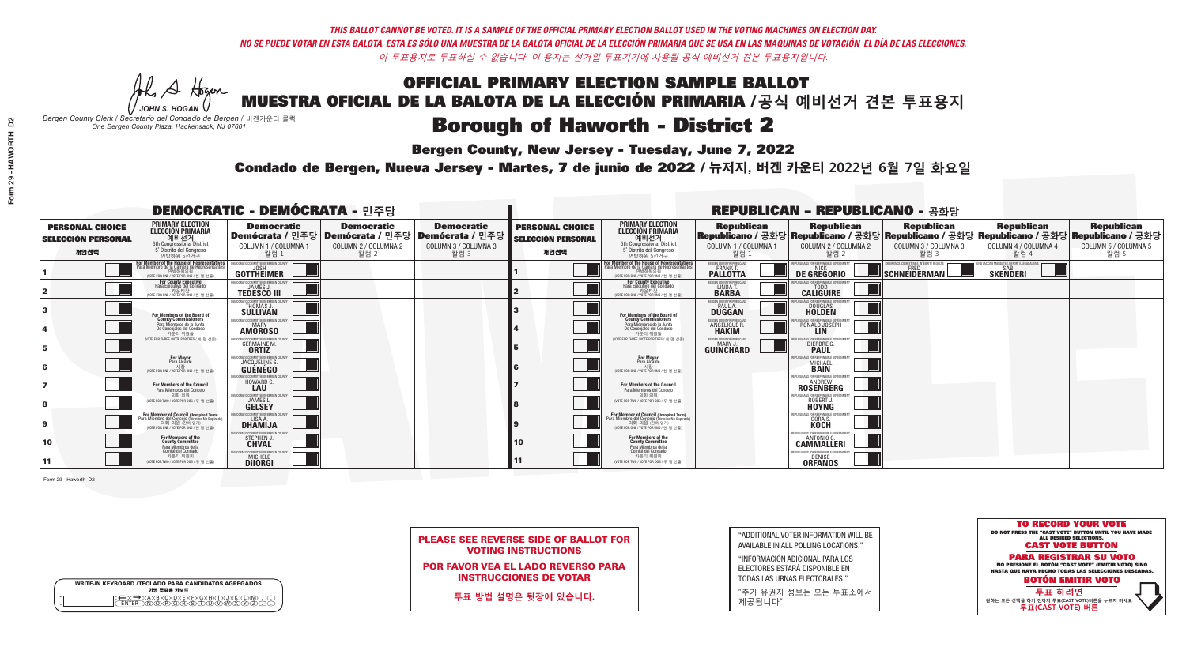THIS BALLOT CANNOT BE VOTED. IT IS A SAMPLE OF THE OFFICIAL PRIMARY ELECTION BALLOT USED IN THE VOTING MACHINES ON ELECTION DAY.

NO SE PUEDE VOTAR EN ESTA BALOTA. ESTA ES SÓLO UNA MUESTRA DE LA BALOTA OFICIAL DE LA ELECCIÓN PRIMARIA QUE SE USA EN LAS MÁQUINAS DE VOTACIÓN EL DÍA DE LAS ELECCIONES.

이 투표용지로 투표하실 수 없습니다. 이 용지는 선거일 투표기기에 사용될 공식 예비선거 견본 투표용지입니다.

JOHN S. HOGAN
Bergen County Clerk / Secretario del Condado de Bergen / 버겐카운티 클럭
One Bergen County Plaza, Hackensack, NJ 07601

# OFFICIAL PRIMARY ELECTION SAMPLE BALLOT
# MUESTRA OFICIAL DE LA BALOTA DE LA ELECCIÓN PRIMARIA /공식 예비선거 견본 투표용지

## Borough of Haworth - District 2

**Bergen County, New Jersey - Tuesday, June 7, 2022**

**Condado de Bergen, Nueva Jersey - Martes, 7 de junio de 2022 / 뉴저지, 버겐 카운티 2022년 6월 7일 화요일**

### DEMOCRATIC - DEMÓCRATA - 민주당

| PERSONAL CHOICE / SELECCIÓN PERSONAL / 개인선택 | PRIMARY ELECTION / ELECCIÓN PRIMARIA / 예비선거 (5th Congressional District / 5° Distrito del Congreso / 연방하원 5선거구) | Democratic / Demócrata / 민주당 COLUMN 1 / COLUMNA 1 / 칼럼 1 | Democratic / Demócrata / 민주당 COLUMN 2 / COLUMNA 2 / 칼럼 2 | Democratic / Demócrata / 민주당 COLUMN 3 / COLUMNA 3 / 칼럼 3 |
|---|---|---|---|---|
| 1 | For Member of the House of Representatives / Para Miembro de la Cámara de Representantes / 연방하원의원 (VOTE FOR ONE / VOTE POR UNO / 한 명 선출) | JOSH GOTTHEIMER | | |
| 2 | For County Executive / Para Ejecutivo del Condado / 카운티장 (VOTE FOR ONE / VOTE POR UNO / 한 명 선출) | JAMES J. TEDESCO III | | |
| 3 | For Members of the Board of County Commissioners / Para Miembros de la Junta De Concejales del Condado / 카운티 위원들 (VOTE FOR THREE / VOTE POR TRES / 세 명 선출) | THOMAS J. SULLIVAN | | |
| 4 | | MARY AMOROSO | | |
| 5 | | GERMAINE M. ORTIZ | | |
| 6 | For Mayor / Para Alcalde / 시장 (VOTE FOR ONE / VOTE POR UNO / 한 명 선출) | JACQUELINE S. GUENEGO | | |
| 7 | For Members of the Council / Para Miembros del Concejo / 의회 의원 (VOTE FOR TWO / VOTE POR DOS / 두 명 선출) | HOWARD C. LAU | | |
| 8 | | JAMES L. GELSEY | | |
| 9 | For Member of Council (Unexpired Term) / Para Miembro del Concejo (Término No Expirado) / 의회 의원 (잔여 임기) (VOTE FOR ONE / VOTE POR UNO / 한 명 선출) | LISA A. DHAMIJA | | |
| 10 | For Members of the County Committee / Para Miembros de la Comité del Condado / 카운티 위원회 (VOTE FOR TWO / VOTE POR DOS / 두 명 선출) | STEPHEN J. CHVAL | | |
| 11 | | MICHELE DiIORGI | | |

### REPUBLICAN - REPUBLICANO - 공화당

| PERSONAL CHOICE / SELECCIÓN PERSONAL / 개인선택 | PRIMARY ELECTION / ELECCIÓN PRIMARIA / 예비선거 (5th Congressional District / 5° Distrito del Congreso / 연방하원 5선거구) | Republican / Republicano / 공화당 COLUMN 1 / COLUMNA 1 / 칼럼 1 | Republican / Republicano / 공화당 COLUMN 2 / COLUMNA 2 / 칼럼 2 | Republican / Republicano / 공화당 COLUMN 3 / COLUMNA 3 / 칼럼 3 | Republican / Republicano / 공화당 COLUMN 4 / COLUMNA 4 / 칼럼 4 | Republican / Republicano / 공화당 COLUMN 5 / COLUMNA 5 / 칼럼 5 |
|---|---|---|---|---|---|---|
| 1 | For Member of the House of Representatives / Para Miembro de la Cámara de Representantes / 연방하원의원 (VOTE FOR ONE / VOTE POR UNO / 한 명 선출) | FRANK T. PALLOTTA | NICK DE GREGORIO | FRED SCHNEIDERMAN | SAB SKENDERI | |
| 2 | For County Executive / Para Ejecutivo del Condado / 카운티장 (VOTE FOR ONE / VOTE POR UNO / 한 명 선출) | LINDA T. BARBA | TODD CALIGUIRE | | | |
| 3 | For Members of the Board of County Commissioners / Para Miembros de la Junta De Concejales del Condado / 카운티 위원들 (VOTE FOR THREE / VOTE POR TRES / 세 명 선출) | PAUL A. DUGGAN | DOUGLAS HOLDEN | | | |
| 4 | | ANGELIQUE R. HAKIM | RONALD JOSEPH LIN | | | |
| 5 | | MARY J. GUINCHARD | DIERDRE G. PAUL | | | |
| 6 | For Mayor / Para Alcalde / 시장 (VOTE FOR ONE / VOTE POR UNO / 한 명 선출) | | MICHAEL BAIN | | | |
| 7 | For Members of the Council / Para Miembros del Concejo / 의회 의원 (VOTE FOR TWO / VOTE POR DOS / 두 명 선출) | | ANDREW ROSENBERG | | | |
| 8 | | | ROBERT J. HOYNG | | | |
| 9 | For Member of Council (Unexpired Term) / Para Miembro del Concejo (Término No Expirado) / 의회 의원 (잔여 임기) (VOTE FOR ONE / VOTE POR UNO / 한 명 선출) | | CORA S. KOCH | | | |
| 10 | For Members of the County Committee / Para Miembros de la Comité del Condado / 카운티 위원회 (VOTE FOR TWO / VOTE POR DOS / 두 명 선출) | | ANTONIO G. CAMMALLERI | | | |
| 11 | | | DENISE ORFANOS | | | |

Form 29 - Haworth D2

WRITE-IN KEYBOARD /TECLADO PARA CANDIDATOS AGREGADOS / 기명 투표용 키보드

**PLEASE SEE REVERSE SIDE OF BALLOT FOR VOTING INSTRUCTIONS**

**POR FAVOR VEA EL LADO REVERSO PARA INSTRUCCIONES DE VOTAR**

**투표 방법 설명은 뒷장에 있습니다.**

"ADDITIONAL VOTER INFORMATION WILL BE AVAILABLE IN ALL POLLING LOCATIONS."

"INFORMACIÓN ADICIONAL PARA LOS ELECTORES ESTARÁ DISPONIBLE EN TODAS LAS URNAS ELECTORALES."

"추가 유권자 정보는 모든 투표소에서 제공됩니다"

**TO RECORD YOUR VOTE**
DO NOT PRESS THE "CAST VOTE" BUTTON UNTIL YOU HAVE MADE ALL DESIRED SELECTIONS.
**CAST VOTE BUTTON**

**PARA REGISTRAR SU VOTO**
NO PRESIONE EL BOTÓN "CAST VOTE" (EMITIR VOTO) SINO HASTA QUE HAYA HECHO TODAS LAS SELECCIONES DESEADAS.
**BOTÓN EMITIR VOTO**

**투표 하려면**
원하는 모든 선택을 하기 전까지 투표(CAST VOTE)버튼을 누르지 마세요
**투표(CAST VOTE) 버튼**